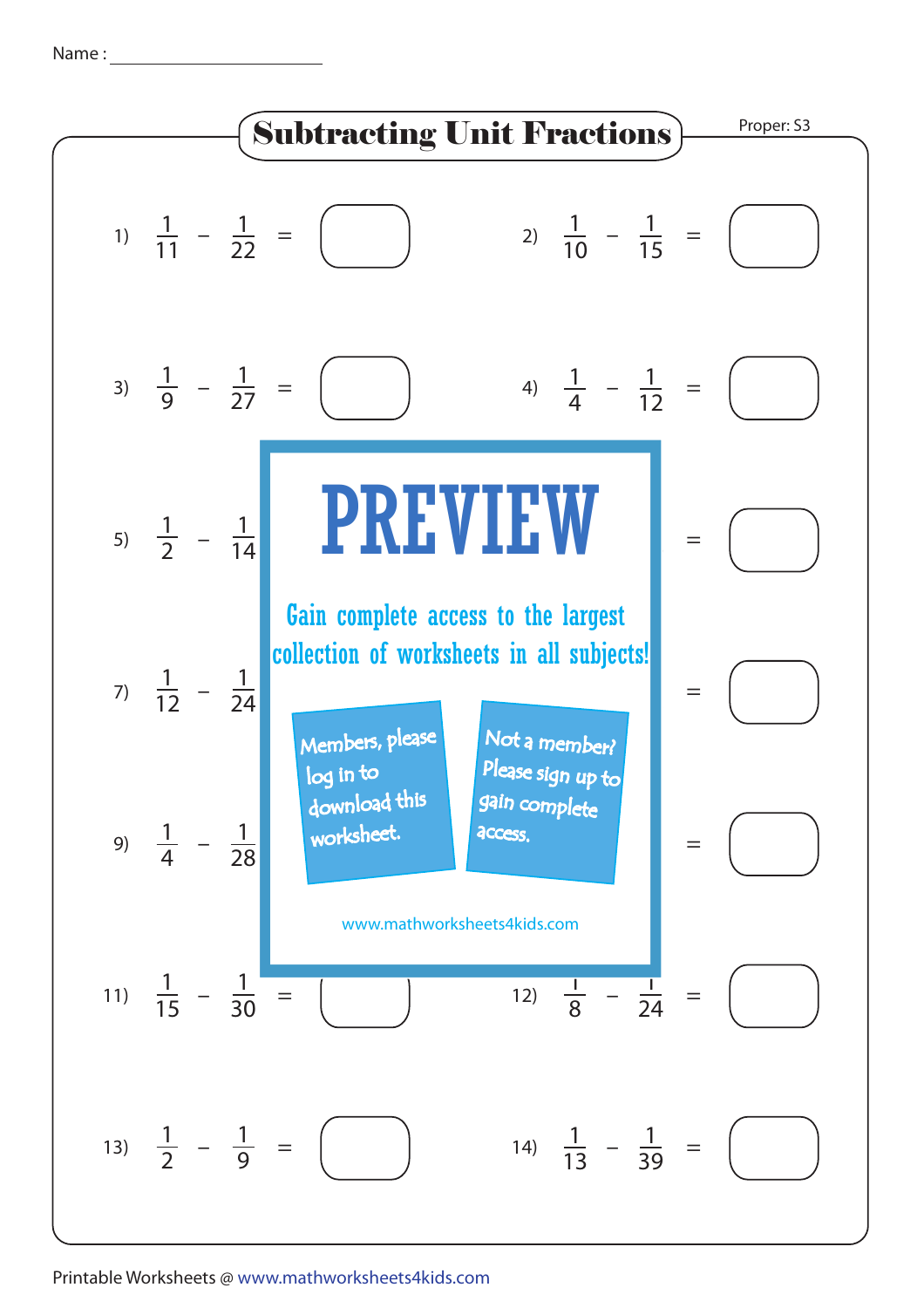Name : ____________________

# Subtracting Unit Fractions

Proper: S3

1) $\frac{1}{11} - \frac{1}{22} =$ ____

2) $\frac{1}{10} - \frac{1}{15} =$ ____

3) $\frac{1}{9} - \frac{1}{27} =$ ____

4) $\frac{1}{4} - \frac{1}{12} =$ ____

5) $\frac{1}{2} - \frac{1}{14}$

=  ____

7) $\frac{1}{12} - \frac{1}{24}$

=  ____

9) $\frac{1}{4} - \frac{1}{28}$

=  ____

PREVIEW

Gain complete access to the largest collection of worksheets in all subjects!

Members, please log in to download this worksheet.

Not a member? Please sign up to gain complete access.

www.mathworksheets4kids.com

11) $\frac{1}{15} - \frac{1}{30} =$ ____

12) $\frac{1}{8} - \frac{1}{24} =$ ____

13) $\frac{1}{2} - \frac{1}{9} =$ ____

14) $\frac{1}{13} - \frac{1}{39} =$ ____

Printable Worksheets @ www.mathworksheets4kids.com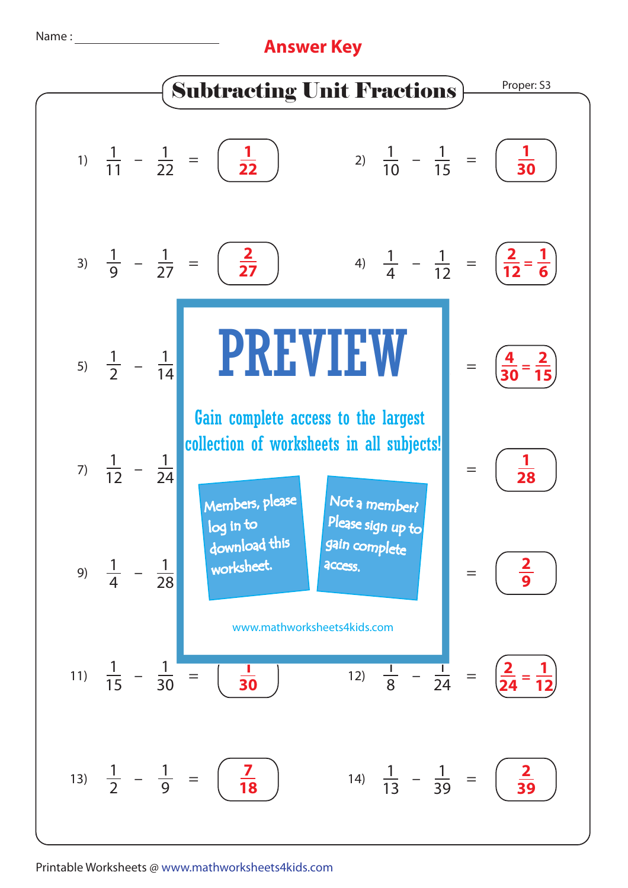Name : ______________________

**Answer Key**

# Subtracting Unit Fractions

Proper: S3

1) $\frac{1}{11} - \frac{1}{22} = \frac{1}{22}$

2) $\frac{1}{10} - \frac{1}{15} = \frac{1}{30}$

3) $\frac{1}{9} - \frac{1}{27} = \frac{2}{27}$

4) $\frac{1}{4} - \frac{1}{12} = \frac{2}{12} = \frac{1}{6}$

5) $\frac{1}{2} - \frac{1}{14}$ $= \frac{4}{30} = \frac{2}{15}$

**PREVIEW**

Gain complete access to the largest collection of worksheets in all subjects!

Members, please log in to download this worksheet.

Not a member? Please sign up to gain complete access.

www.mathworksheets4kids.com

7) $\frac{1}{12} - \frac{1}{24}$ $= \frac{1}{28}$

9) $\frac{1}{4} - \frac{1}{28}$ $= \frac{2}{9}$

11) $\frac{1}{15} - \frac{1}{30} = \frac{1}{30}$

12) $\frac{1}{8} - \frac{1}{24} = \frac{2}{24} = \frac{1}{12}$

13) $\frac{1}{2} - \frac{1}{9} = \frac{7}{18}$

14) $\frac{1}{13} - \frac{1}{39} = \frac{2}{39}$

Printable Worksheets @ www.mathworksheets4kids.com